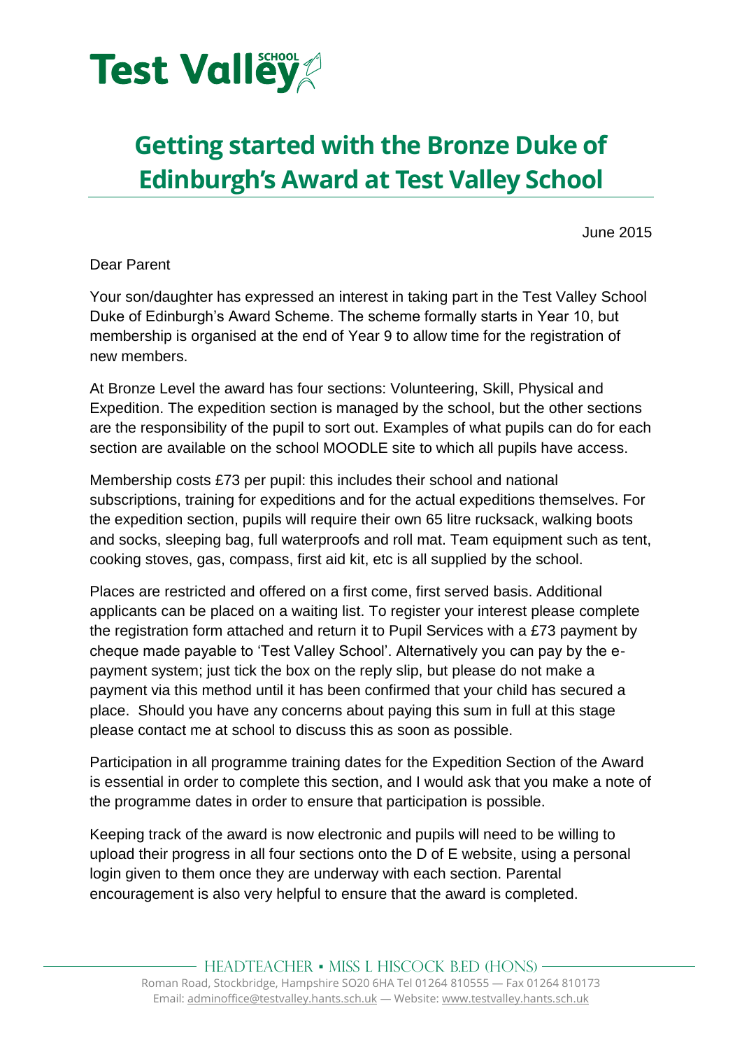Test Valley SCHOOL

# Getting started with the Bronze Duke of Edinburgh's Award at Test Valley School

June 2015

Dear Parent

Your son/daughter has expressed an interest in taking part in the Test Valley School Duke of Edinburgh's Award Scheme. The scheme formally starts in Year 10, but membership is organised at the end of Year 9 to allow time for the registration of new members.

At Bronze Level the award has four sections: Volunteering, Skill, Physical and Expedition. The expedition section is managed by the school, but the other sections are the responsibility of the pupil to sort out. Examples of what pupils can do for each section are available on the school MOODLE site to which all pupils have access.

Membership costs £73 per pupil: this includes their school and national subscriptions, training for expeditions and for the actual expeditions themselves. For the expedition section, pupils will require their own 65 litre rucksack, walking boots and socks, sleeping bag, full waterproofs and roll mat. Team equipment such as tent, cooking stoves, gas, compass, first aid kit, etc is all supplied by the school.

Places are restricted and offered on a first come, first served basis. Additional applicants can be placed on a waiting list. To register your interest please complete the registration form attached and return it to Pupil Services with a £73 payment by cheque made payable to 'Test Valley School'. Alternatively you can pay by the e-payment system; just tick the box on the reply slip, but please do not make a payment via this method until it has been confirmed that your child has secured a place. Should you have any concerns about paying this sum in full at this stage please contact me at school to discuss this as soon as possible.

Participation in all programme training dates for the Expedition Section of the Award is essential in order to complete this section, and I would ask that you make a note of the programme dates in order to ensure that participation is possible.

Keeping track of the award is now electronic and pupils will need to be willing to upload their progress in all four sections onto the D of E website, using a personal login given to them once they are underway with each section. Parental encouragement is also very helpful to ensure that the award is completed.

HEADTEACHER ▪ MISS L HISCOCK B.ED (HONS)

Roman Road, Stockbridge, Hampshire SO20 6HA Tel 01264 810555 — Fax 01264 810173
Email: adminoffice@testvalley.hants.sch.uk — Website: www.testvalley.hants.sch.uk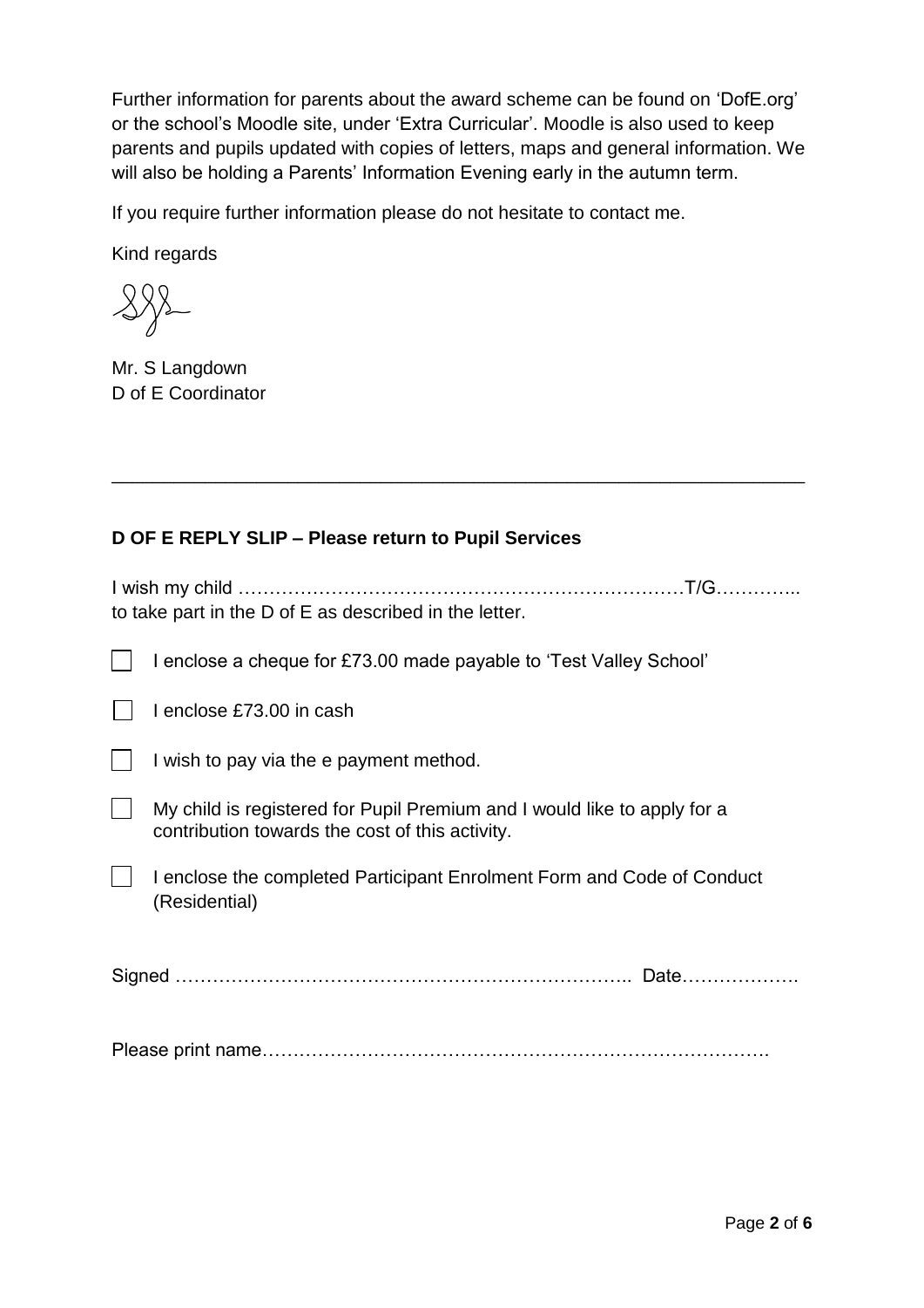Further information for parents about the award scheme can be found on 'DofE.org' or the school's Moodle site, under 'Extra Curricular'. Moodle is also used to keep parents and pupils updated with copies of letters, maps and general information. We will also be holding a Parents' Information Evening early in the autumn term.

If you require further information please do not hesitate to contact me.

Kind regards

Mr. S Langdown
D of E Coordinator

---

**D OF E REPLY SLIP – Please return to Pupil Services**

I wish my child ………………………………………………………………T/G…………..
to take part in the D of E as described in the letter.

- [ ] I enclose a cheque for £73.00 made payable to 'Test Valley School'
- [ ] I enclose £73.00 in cash
- [ ] I wish to pay via the e payment method.
- [ ] My child is registered for Pupil Premium and I would like to apply for a contribution towards the cost of this activity.
- [ ] I enclose the completed Participant Enrolment Form and Code of Conduct (Residential)

Signed ……………………………………………………………….. Date……………….

Please print name……………………………………………………………………….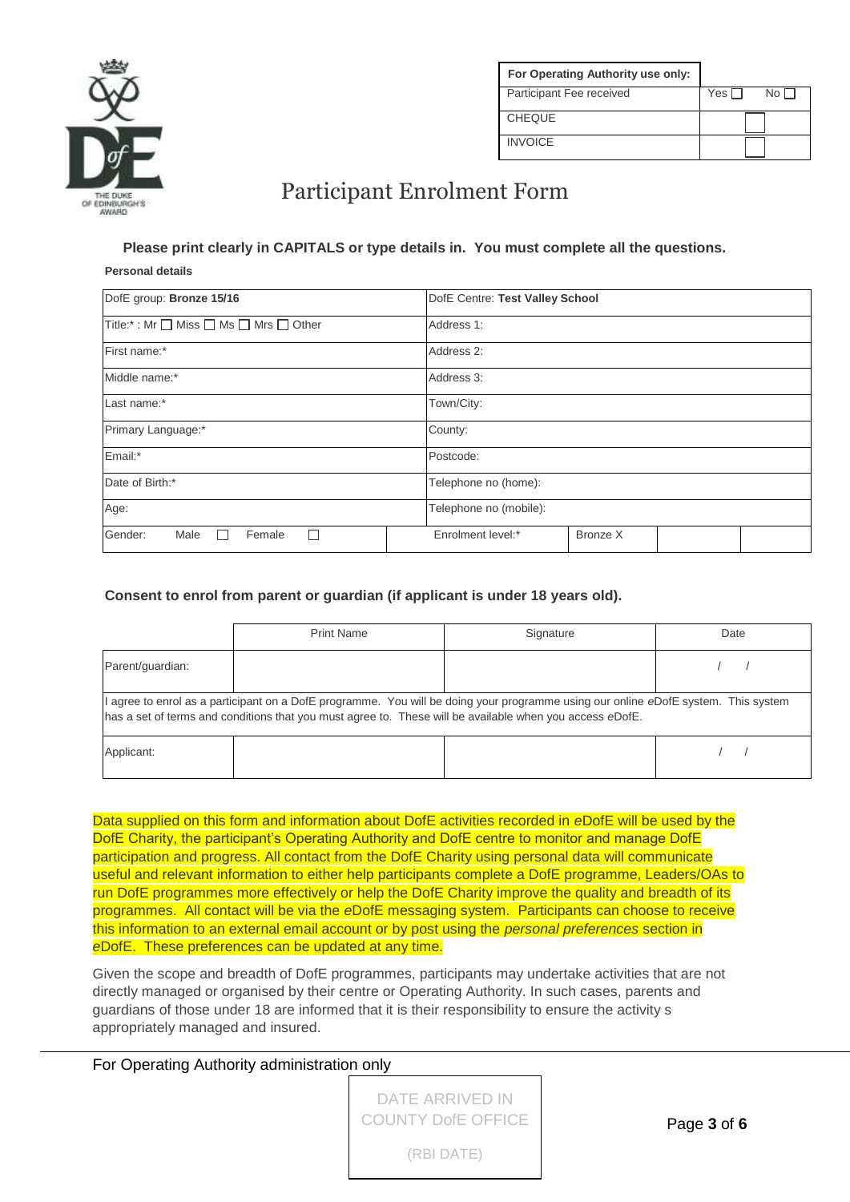| For Operating Authority use only: | |
|---|---|
| Participant Fee received | Yes ☐ No ☐ |
| CHEQUE | ☐ |
| INVOICE | ☐ |

# Participant Enrolment Form

**Please print clearly in CAPITALS or type details in. You must complete all the questions.**

**Personal details**

| | | | |
|---|---|---|---|
| DofE group: **Bronze 15/16** | DofE Centre: **Test Valley School** | | |
| Title:* : Mr ☐ Miss ☐ Ms ☐ Mrs ☐ Other | Address 1: | | |
| First name:* | Address 2: | | |
| Middle name:* | Address 3: | | |
| Last name:* | Town/City: | | |
| Primary Language:* | County: | | |
| Email:* | Postcode: | | |
| Date of Birth:* | Telephone no (home): | | |
| Age: | Telephone no (mobile): | | |
| Gender: Male ☐ Female ☐ | Enrolment level:* | Bronze X | |

**Consent to enrol from parent or guardian (if applicant is under 18 years old).**

| | Print Name | Signature | Date |
|---|---|---|---|
| Parent/guardian: | | | / / |
| I agree to enrol as a participant on a DofE programme. You will be doing your programme using our online *e*DofE system. This system has a set of terms and conditions that you must agree to. These will be available when you access *e*DofE. | | | |
| Applicant: | | | / / |

Data supplied on this form and information about DofE activities recorded in *e*DofE will be used by the DofE Charity, the participant's Operating Authority and DofE centre to monitor and manage DofE participation and progress. All contact from the DofE Charity using personal data will communicate useful and relevant information to either help participants complete a DofE programme, Leaders/OAs to run DofE programmes more effectively or help the DofE Charity improve the quality and breadth of its programmes. All contact will be via the *e*DofE messaging system. Participants can choose to receive this information to an external email account or by post using the *personal preferences* section in *e*DofE. These preferences can be updated at any time.

Given the scope and breadth of DofE programmes, participants may undertake activities that are not directly managed or organised by their centre or Operating Authority. In such cases, parents and guardians of those under 18 are informed that it is their responsibility to ensure the activity s appropriately managed and insured.

For Operating Authority administration only

| DATE ARRIVED IN COUNTY DofE OFFICE (RBI DATE) |
|---|
| |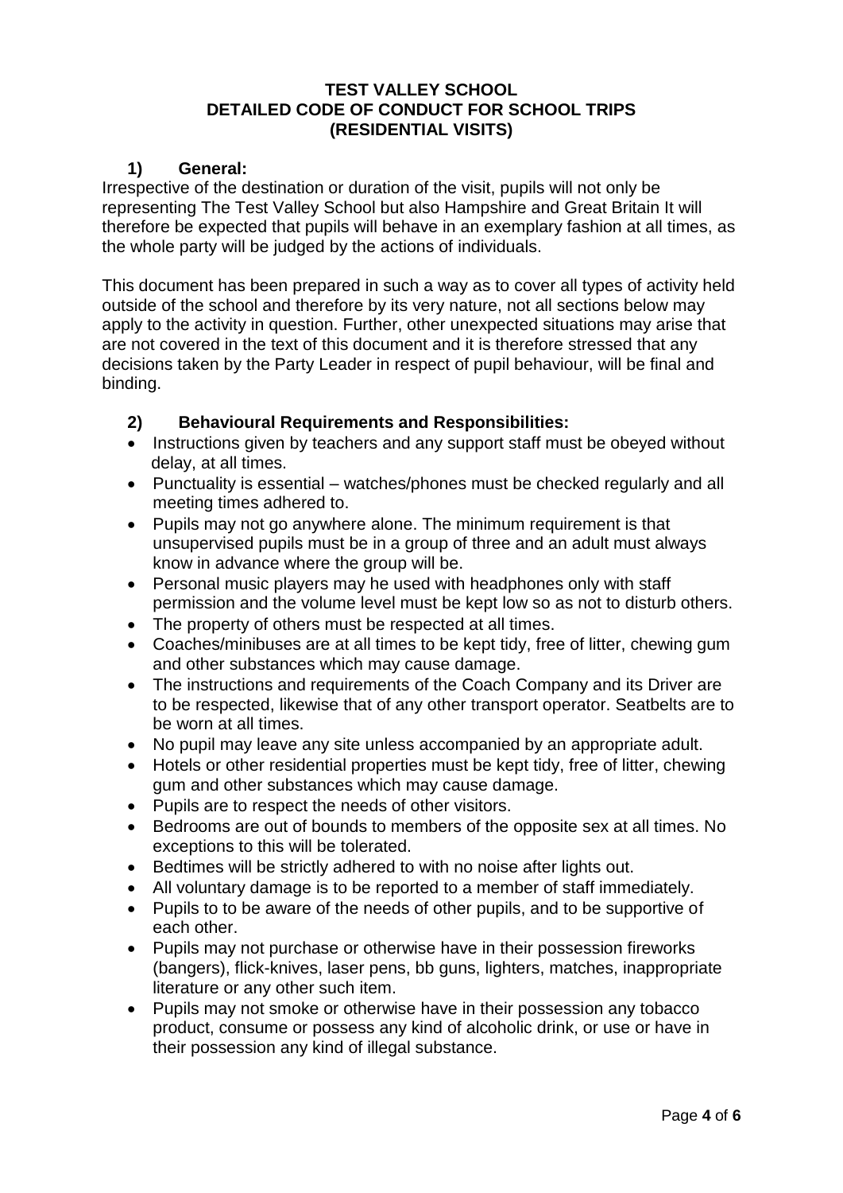**TEST VALLEY SCHOOL**
**DETAILED CODE OF CONDUCT FOR SCHOOL TRIPS**
**(RESIDENTIAL VISITS)**

## 1) General:

Irrespective of the destination or duration of the visit, pupils will not only be representing The Test Valley School but also Hampshire and Great Britain It will therefore be expected that pupils will behave in an exemplary fashion at all times, as the whole party will be judged by the actions of individuals.

This document has been prepared in such a way as to cover all types of activity held outside of the school and therefore by its very nature, not all sections below may apply to the activity in question. Further, other unexpected situations may arise that are not covered in the text of this document and it is therefore stressed that any decisions taken by the Party Leader in respect of pupil behaviour, will be final and binding.

## 2) Behavioural Requirements and Responsibilities:

- Instructions given by teachers and any support staff must be obeyed without delay, at all times.
- Punctuality is essential – watches/phones must be checked regularly and all meeting times adhered to.
- Pupils may not go anywhere alone. The minimum requirement is that unsupervised pupils must be in a group of three and an adult must always know in advance where the group will be.
- Personal music players may he used with headphones only with staff permission and the volume level must be kept low so as not to disturb others.
- The property of others must be respected at all times.
- Coaches/minibuses are at all times to be kept tidy, free of litter, chewing gum and other substances which may cause damage.
- The instructions and requirements of the Coach Company and its Driver are to be respected, likewise that of any other transport operator. Seatbelts are to be worn at all times.
- No pupil may leave any site unless accompanied by an appropriate adult.
- Hotels or other residential properties must be kept tidy, free of litter, chewing gum and other substances which may cause damage.
- Pupils are to respect the needs of other visitors.
- Bedrooms are out of bounds to members of the opposite sex at all times. No exceptions to this will be tolerated.
- Bedtimes will be strictly adhered to with no noise after lights out.
- All voluntary damage is to be reported to a member of staff immediately.
- Pupils to to be aware of the needs of other pupils, and to be supportive of each other.
- Pupils may not purchase or otherwise have in their possession fireworks (bangers), flick-knives, laser pens, bb guns, lighters, matches, inappropriate literature or any other such item.
- Pupils may not smoke or otherwise have in their possession any tobacco product, consume or possess any kind of alcoholic drink, or use or have in their possession any kind of illegal substance.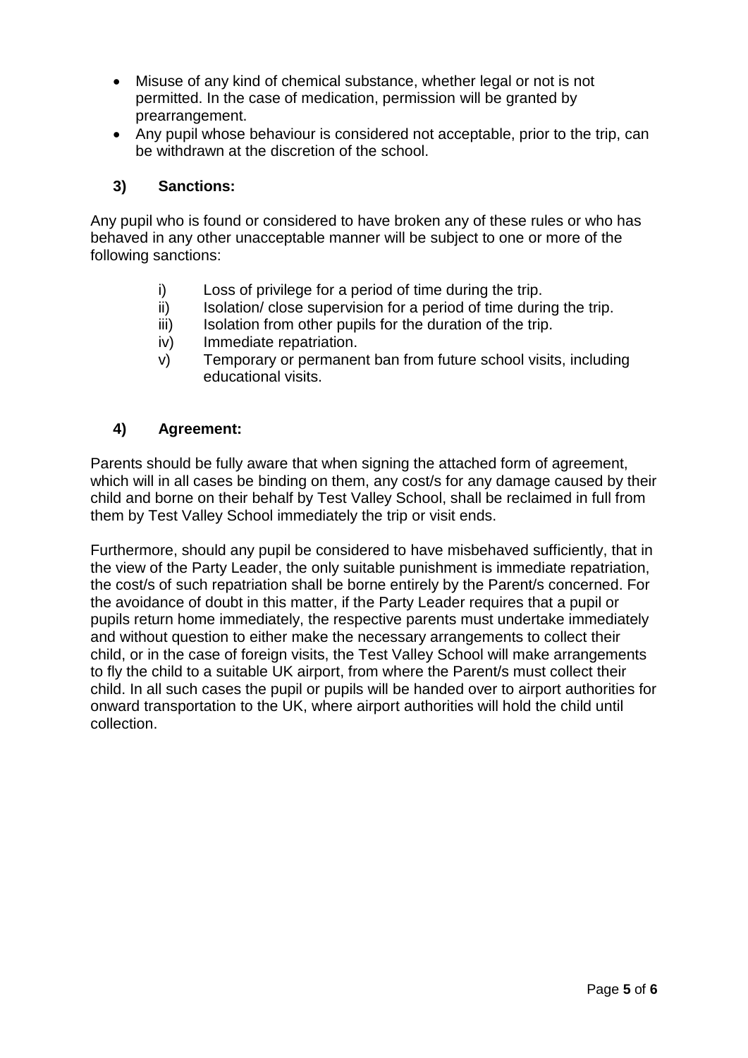- Misuse of any kind of chemical substance, whether legal or not is not permitted. In the case of medication, permission will be granted by prearrangement.
- Any pupil whose behaviour is considered not acceptable, prior to the trip, can be withdrawn at the discretion of the school.

### 3) Sanctions:

Any pupil who is found or considered to have broken any of these rules or who has behaved in any other unacceptable manner will be subject to one or more of the following sanctions:

i) Loss of privilege for a period of time during the trip.
ii) Isolation/ close supervision for a period of time during the trip.
iii) Isolation from other pupils for the duration of the trip.
iv) Immediate repatriation.
v) Temporary or permanent ban from future school visits, including educational visits.

### 4) Agreement:

Parents should be fully aware that when signing the attached form of agreement, which will in all cases be binding on them, any cost/s for any damage caused by their child and borne on their behalf by Test Valley School, shall be reclaimed in full from them by Test Valley School immediately the trip or visit ends.

Furthermore, should any pupil be considered to have misbehaved sufficiently, that in the view of the Party Leader, the only suitable punishment is immediate repatriation, the cost/s of such repatriation shall be borne entirely by the Parent/s concerned. For the avoidance of doubt in this matter, if the Party Leader requires that a pupil or pupils return home immediately, the respective parents must undertake immediately and without question to either make the necessary arrangements to collect their child, or in the case of foreign visits, the Test Valley School will make arrangements to fly the child to a suitable UK airport, from where the Parent/s must collect their child. In all such cases the pupil or pupils will be handed over to airport authorities for onward transportation to the UK, where airport authorities will hold the child until collection.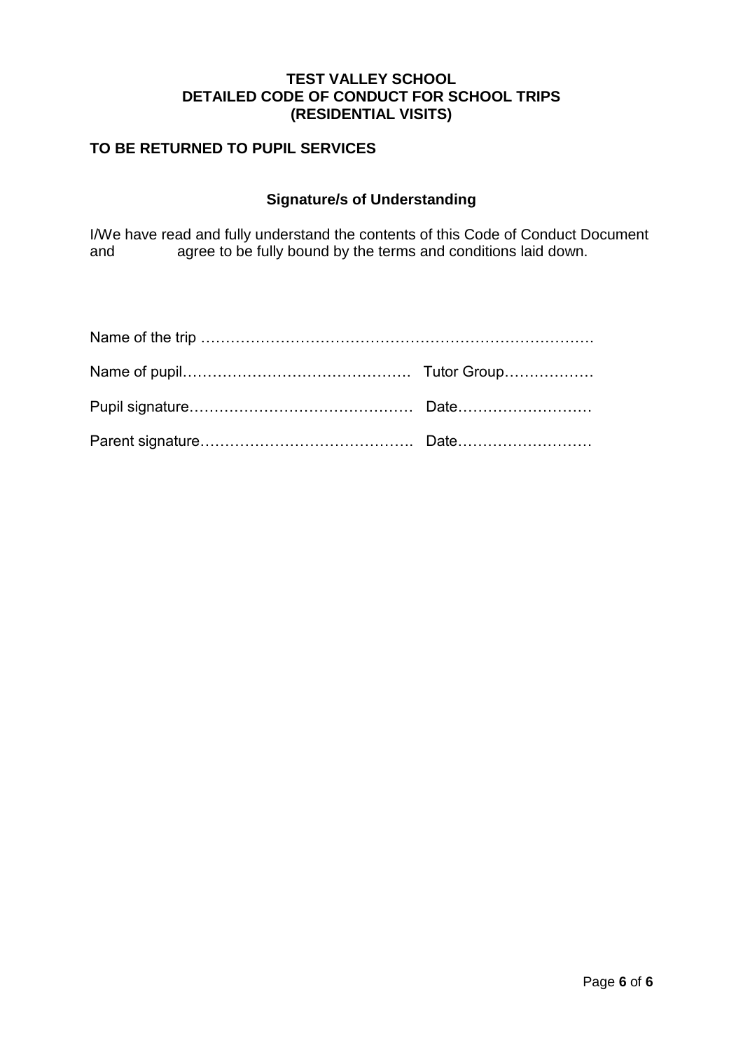**TEST VALLEY SCHOOL**
**DETAILED CODE OF CONDUCT FOR SCHOOL TRIPS**
**(RESIDENTIAL VISITS)**

**TO BE RETURNED TO PUPIL SERVICES**

**Signature/s of Understanding**

I/We have read and fully understand the contents of this Code of Conduct Document and agree to be fully bound by the terms and conditions laid down.

Name of the trip …………………………………………………………………….

Name of pupil………………………………………. Tutor Group………………

Pupil signature……………………………………… Date………………………

Parent signature……………………………………. Date………………………